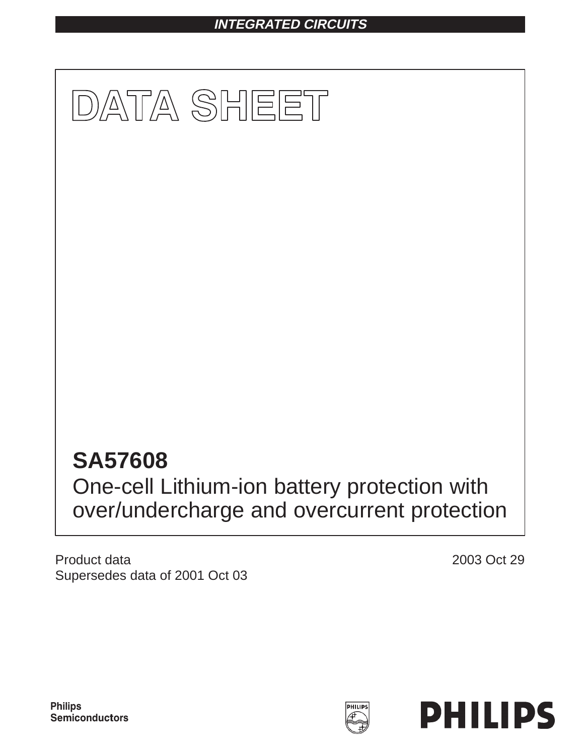INTEGRATED CIRCUITS

# DATA SHEET

## SA57608

One-cell Lithium-ion battery protection with over/undercharge and overcurrent protection

Product data
Supersedes data of 2001 Oct 03

2003 Oct 29

Philips Semiconductors

PHILIPS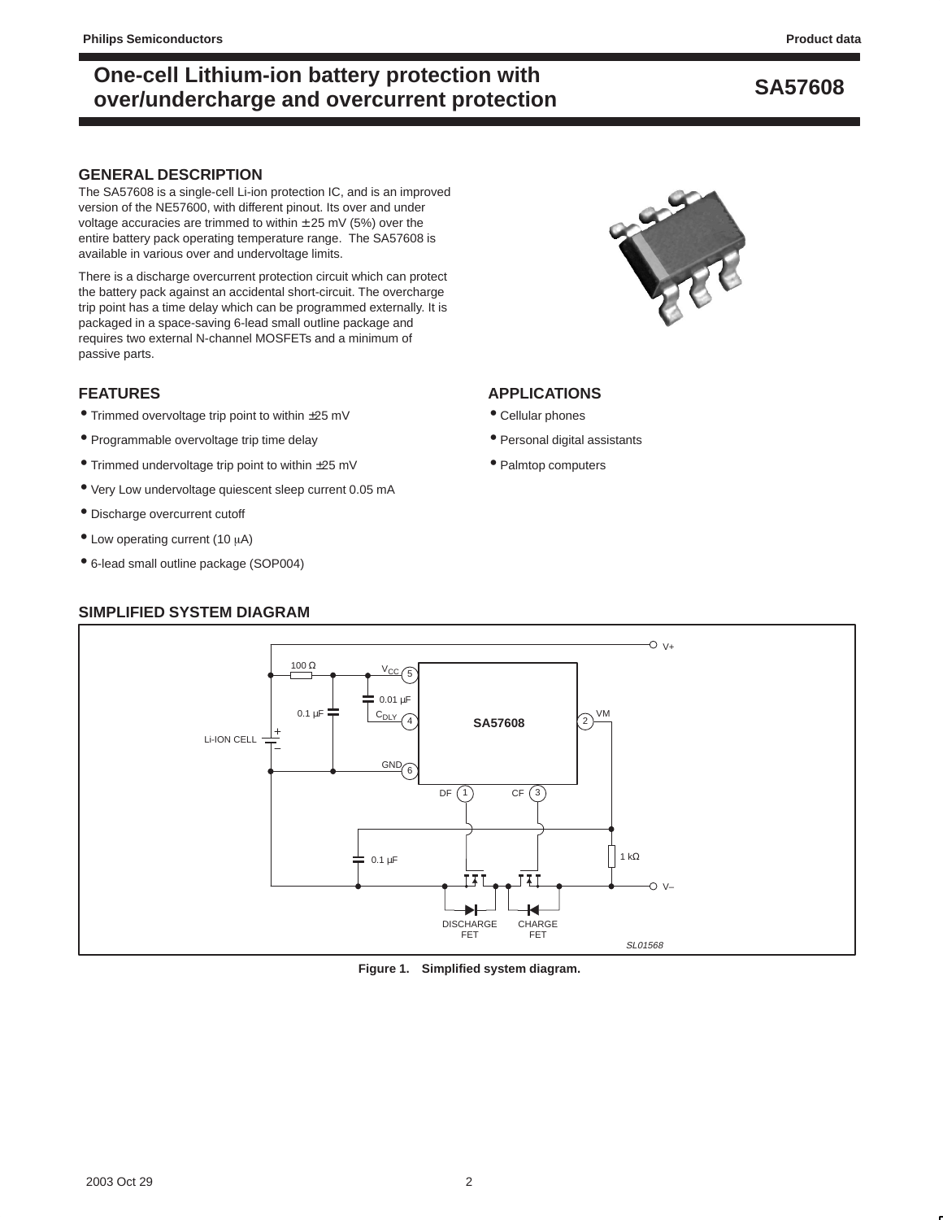# One-cell Lithium-ion battery protection with over/undercharge and overcurrent protection

# SA57608

## GENERAL DESCRIPTION

The SA57608 is a single-cell Li-ion protection IC, and is an improved version of the NE57600, with different pinout. Its over and under voltage accuracies are trimmed to within ± 25 mV (5%) over the entire battery pack operating temperature range. The SA57608 is available in various over and undervoltage limits.

There is a discharge overcurrent protection circuit which can protect the battery pack against an accidental short-circuit. The overcharge trip point has a time delay which can be programmed externally. It is packaged in a space-saving 6-lead small outline package and requires two external N-channel MOSFETs and a minimum of passive parts.

## FEATURES

- Trimmed overvoltage trip point to within ±25 mV
- Programmable overvoltage trip time delay
- Trimmed undervoltage trip point to within ±25 mV
- Very Low undervoltage quiescent sleep current 0.05 mA
- Discharge overcurrent cutoff
- Low operating current (10 μA)
- 6-lead small outline package (SOP004)

## APPLICATIONS

- Cellular phones
- Personal digital assistants
- Palmtop computers

## SIMPLIFIED SYSTEM DIAGRAM

Figure 1. Simplified system diagram.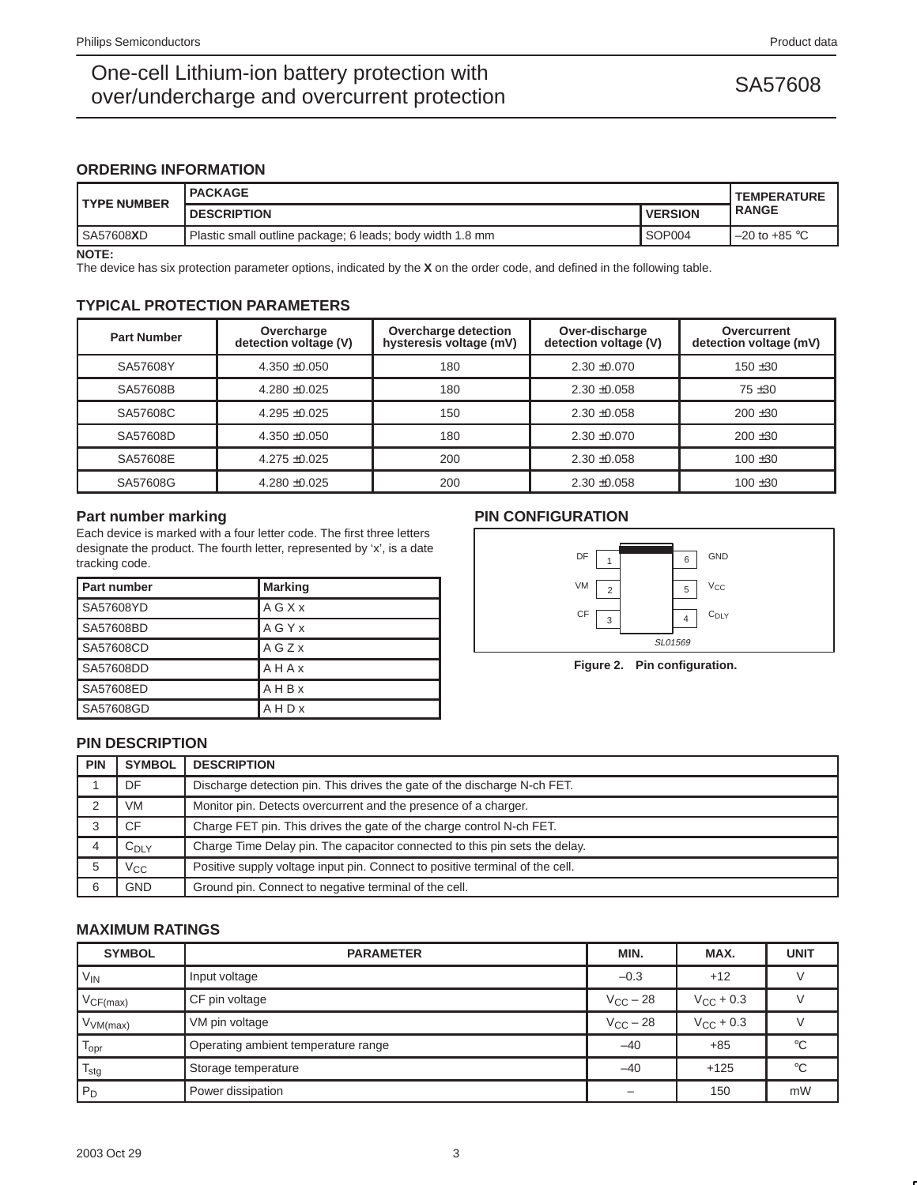## ORDERING INFORMATION

| TYPE NUMBER | PACKAGE | | TEMPERATURE RANGE |
|---|---|---|---|
| | DESCRIPTION | VERSION | |
| SA57608**X**D | Plastic small outline package; 6 leads; body width 1.8 mm | SOP004 | –20 to +85 °C |

**NOTE:**
The device has six protection parameter options, indicated by the **X** on the order code, and defined in the following table.

## TYPICAL PROTECTION PARAMETERS

| Part Number | Overcharge detection voltage (V) | Overcharge detection hysteresis voltage (mV) | Over-discharge detection voltage (V) | Overcurrent detection voltage (mV) |
|---|---|---|---|---|
| SA57608Y | 4.350 ±0.050 | 180 | 2.30 ±0.070 | 150 ±30 |
| SA57608B | 4.280 ±0.025 | 180 | 2.30 ±0.058 | 75 ±30 |
| SA57608C | 4.295 ±0.025 | 150 | 2.30 ±0.058 | 200 ±30 |
| SA57608D | 4.350 ±0.050 | 180 | 2.30 ±0.070 | 200 ±30 |
| SA57608E | 4.275 ±0.025 | 200 | 2.30 ±0.058 | 100 ±30 |
| SA57608G | 4.280 ±0.025 | 200 | 2.30 ±0.058 | 100 ±30 |

### Part number marking

Each device is marked with a four letter code. The first three letters designate the product. The fourth letter, represented by 'x', is a date tracking code.

| Part number | Marking |
|---|---|
| SA57608YD | A G X x |
| SA57608BD | A G Y x |
| SA57608CD | A G Z x |
| SA57608DD | A H A x |
| SA57608ED | A H B x |
| SA57608GD | A H D x |

## PIN CONFIGURATION

DF 1 | 6 GND
VM 2 | 5 $V_{CC}$
CF 3 | 4 $C_{DLY}$

SL01569

**Figure 2. Pin configuration.**

## PIN DESCRIPTION

| PIN | SYMBOL | DESCRIPTION |
|---|---|---|
| 1 | DF | Discharge detection pin. This drives the gate of the discharge N-ch FET. |
| 2 | VM | Monitor pin. Detects overcurrent and the presence of a charger. |
| 3 | CF | Charge FET pin. This drives the gate of the charge control N-ch FET. |
| 4 | $C_{DLY}$ | Charge Time Delay pin. The capacitor connected to this pin sets the delay. |
| 5 | $V_{CC}$ | Positive supply voltage input pin. Connect to positive terminal of the cell. |
| 6 | GND | Ground pin. Connect to negative terminal of the cell. |

## MAXIMUM RATINGS

| SYMBOL | PARAMETER | MIN. | MAX. | UNIT |
|---|---|---|---|---|
| $V_{IN}$ | Input voltage | –0.3 | +12 | V |
| $V_{CF(max)}$ | CF pin voltage | $V_{CC}$ – 28 | $V_{CC}$ + 0.3 | V |
| $V_{VM(max)}$ | VM pin voltage | $V_{CC}$ – 28 | $V_{CC}$ + 0.3 | V |
| $T_{opr}$ | Operating ambient temperature range | –40 | +85 | °C |
| $T_{stg}$ | Storage temperature | –40 | +125 | °C |
| $P_D$ | Power dissipation | – | 150 | mW |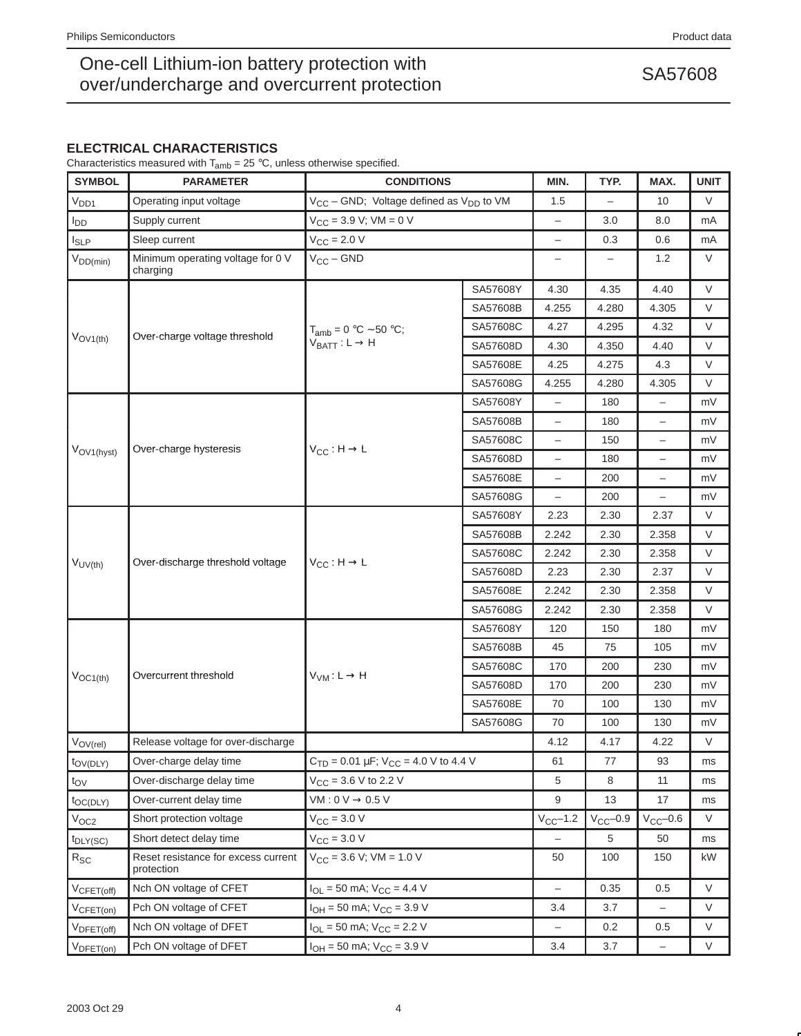## ELECTRICAL CHARACTERISTICS

Characteristics measured with $T_{amb}$ = 25 °C, unless otherwise specified.

| SYMBOL | PARAMETER | CONDITIONS | | MIN. | TYP. | MAX. | UNIT |
|---|---|---|---|---|---|---|---|
| $V_{DD1}$ | Operating input voltage | $V_{CC}$ – GND; Voltage defined as $V_{DD}$ to VM | | 1.5 | – | 10 | V |
| $I_{DD}$ | Supply current | $V_{CC}$ = 3.9 V; VM = 0 V | | – | 3.0 | 8.0 | mA |
| $I_{SLP}$ | Sleep current | $V_{CC}$ = 2.0 V | | – | 0.3 | 0.6 | mA |
| $V_{DD(min)}$ | Minimum operating voltage for 0 V charging | $V_{CC}$ – GND | | – | – | 1.2 | V |
| $V_{OV1(th)}$ | Over-charge voltage threshold | $T_{amb}$ = 0 °C ~50 °C; $V_{BATT}$ : L → H | SA57608Y | 4.30 | 4.35 | 4.40 | V |
| | | | SA57608B | 4.255 | 4.280 | 4.305 | V |
| | | | SA57608C | 4.27 | 4.295 | 4.32 | V |
| | | | SA57608D | 4.30 | 4.350 | 4.40 | V |
| | | | SA57608E | 4.25 | 4.275 | 4.3 | V |
| | | | SA57608G | 4.255 | 4.280 | 4.305 | V |
| $V_{OV1(hyst)}$ | Over-charge hysteresis | $V_{CC}$ : H → L | SA57608Y | – | 180 | – | mV |
| | | | SA57608B | – | 180 | – | mV |
| | | | SA57608C | – | 150 | – | mV |
| | | | SA57608D | – | 180 | – | mV |
| | | | SA57608E | – | 200 | – | mV |
| | | | SA57608G | – | 200 | – | mV |
| $V_{UV(th)}$ | Over-discharge threshold voltage | $V_{CC}$ : H → L | SA57608Y | 2.23 | 2.30 | 2.37 | V |
| | | | SA57608B | 2.242 | 2.30 | 2.358 | V |
| | | | SA57608C | 2.242 | 2.30 | 2.358 | V |
| | | | SA57608D | 2.23 | 2.30 | 2.37 | V |
| | | | SA57608E | 2.242 | 2.30 | 2.358 | V |
| | | | SA57608G | 2.242 | 2.30 | 2.358 | V |
| $V_{OC1(th)}$ | Overcurrent threshold | $V_{VM}$ : L → H | SA57608Y | 120 | 150 | 180 | mV |
| | | | SA57608B | 45 | 75 | 105 | mV |
| | | | SA57608C | 170 | 200 | 230 | mV |
| | | | SA57608D | 170 | 200 | 230 | mV |
| | | | SA57608E | 70 | 100 | 130 | mV |
| | | | SA57608G | 70 | 100 | 130 | mV |
| $V_{OV(rel)}$ | Release voltage for over-discharge | | | 4.12 | 4.17 | 4.22 | V |
| $t_{OV(DLY)}$ | Over-charge delay time | $C_{TD}$ = 0.01 µF; $V_{CC}$ = 4.0 V to 4.4 V | | 61 | 77 | 93 | ms |
| $t_{OV}$ | Over-discharge delay time | $V_{CC}$ = 3.6 V to 2.2 V | | 5 | 8 | 11 | ms |
| $t_{OC(DLY)}$ | Over-current delay time | VM : 0 V → 0.5 V | | 9 | 13 | 17 | ms |
| $V_{OC2}$ | Short protection voltage | $V_{CC}$ = 3.0 V | | $V_{CC}$–1.2 | $V_{CC}$–0.9 | $V_{CC}$–0.6 | V |
| $t_{DLY(SC)}$ | Short detect delay time | $V_{CC}$ = 3.0 V | | – | 5 | 50 | ms |
| $R_{SC}$ | Reset resistance for excess current protection | $V_{CC}$ = 3.6 V; VM = 1.0 V | | 50 | 100 | 150 | kW |
| $V_{CFET(off)}$ | Nch ON voltage of CFET | $I_{OL}$ = 50 mA; $V_{CC}$ = 4.4 V | | – | 0.35 | 0.5 | V |
| $V_{CFET(on)}$ | Pch ON voltage of CFET | $I_{OH}$ = 50 mA; $V_{CC}$ = 3.9 V | | 3.4 | 3.7 | – | V |
| $V_{DFET(off)}$ | Nch ON voltage of DFET | $I_{OL}$ = 50 mA; $V_{CC}$ = 2.2 V | | – | 0.2 | 0.5 | V |
| $V_{DFET(on)}$ | Pch ON voltage of DFET | $I_{OH}$ = 50 mA; $V_{CC}$ = 3.9 V | | 3.4 | 3.7 | – | V |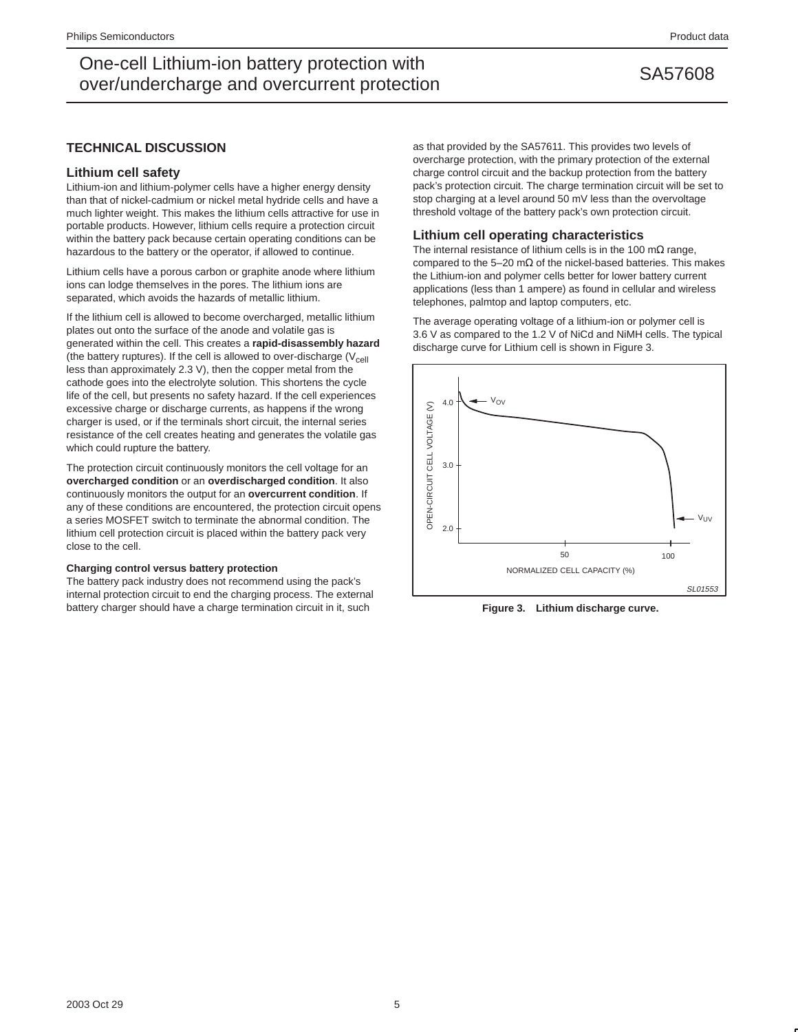## TECHNICAL DISCUSSION

### Lithium cell safety

Lithium-ion and lithium-polymer cells have a higher energy density than that of nickel-cadmium or nickel metal hydride cells and have a much lighter weight. This makes the lithium cells attractive for use in portable products. However, lithium cells require a protection circuit within the battery pack because certain operating conditions can be hazardous to the battery or the operator, if allowed to continue.

Lithium cells have a porous carbon or graphite anode where lithium ions can lodge themselves in the pores. The lithium ions are separated, which avoids the hazards of metallic lithium.

If the lithium cell is allowed to become overcharged, metallic lithium plates out onto the surface of the anode and volatile gas is generated within the cell. This creates a **rapid-disassembly hazard** (the battery ruptures). If the cell is allowed to over-discharge ($V_{cell}$ less than approximately 2.3 V), then the copper metal from the cathode goes into the electrolyte solution. This shortens the cycle life of the cell, but presents no safety hazard. If the cell experiences excessive charge or discharge currents, as happens if the wrong charger is used, or if the terminals short circuit, the internal series resistance of the cell creates heating and generates the volatile gas which could rupture the battery.

The protection circuit continuously monitors the cell voltage for an **overcharged condition** or an **overdischarged condition**. It also continuously monitors the output for an **overcurrent condition**. If any of these conditions are encountered, the protection circuit opens a series MOSFET switch to terminate the abnormal condition. The lithium cell protection circuit is placed within the battery pack very close to the cell.

#### Charging control versus battery protection

The battery pack industry does not recommend using the pack's internal protection circuit to end the charging process. The external battery charger should have a charge termination circuit in it, such as that provided by the SA57611. This provides two levels of overcharge protection, with the primary protection of the external charge control circuit and the backup protection from the battery pack's protection circuit. The charge termination circuit will be set to stop charging at a level around 50 mV less than the overvoltage threshold voltage of the battery pack's own protection circuit.

### Lithium cell operating characteristics

The internal resistance of lithium cells is in the 100 mΩ range, compared to the 5–20 mΩ of the nickel-based batteries. This makes the Lithium-ion and polymer cells better for lower battery current applications (less than 1 ampere) as found in cellular and wireless telephones, palmtop and laptop computers, etc.

The average operating voltage of a lithium-ion or polymer cell is 3.6 V as compared to the 1.2 V of NiCd and NiMH cells. The typical discharge curve for Lithium cell is shown in Figure 3.

**Figure 3. Lithium discharge curve.**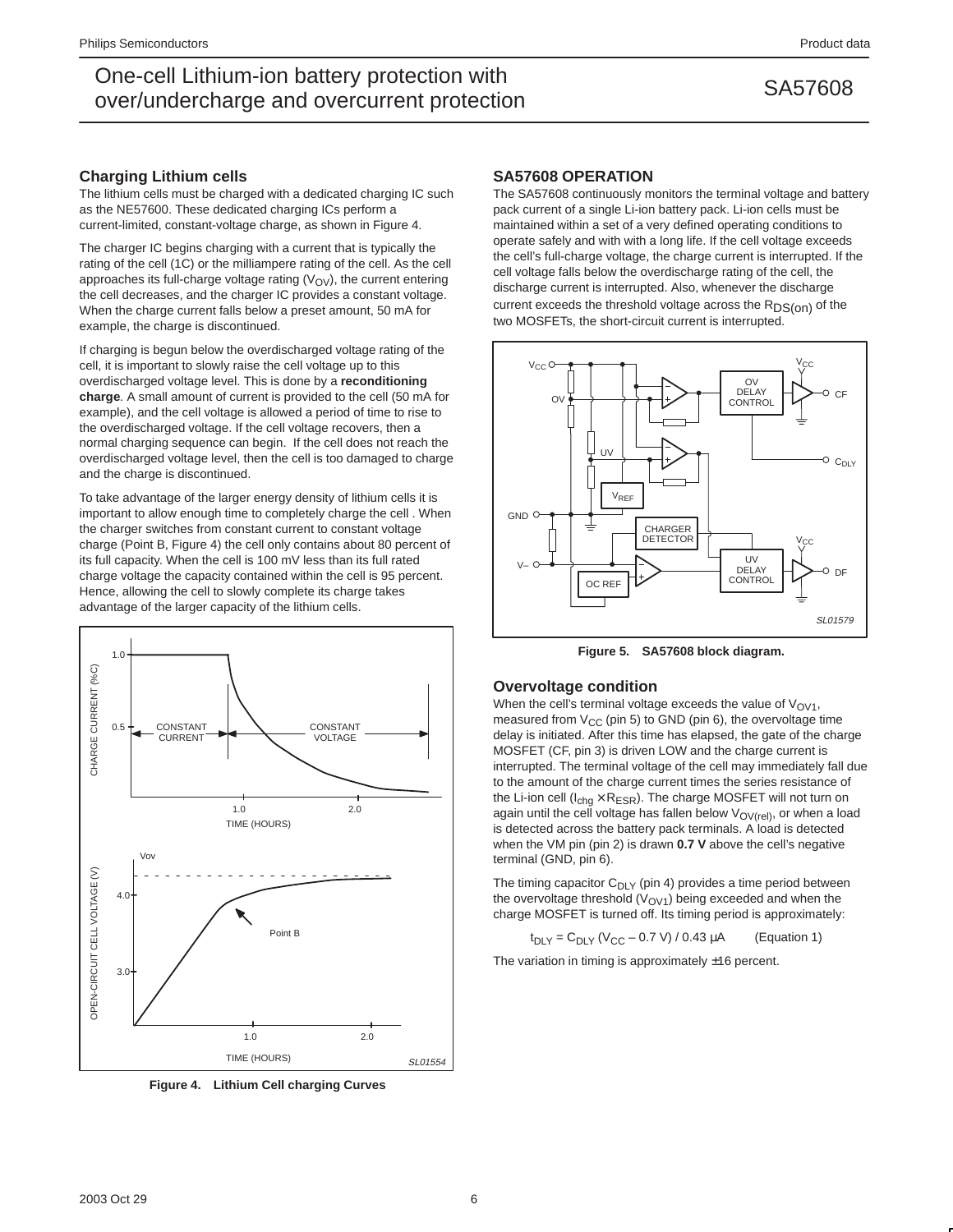## Charging Lithium cells

The lithium cells must be charged with a dedicated charging IC such as the NE57600. These dedicated charging ICs perform a current-limited, constant-voltage charge, as shown in Figure 4.

The charger IC begins charging with a current that is typically the rating of the cell (1C) or the milliampere rating of the cell. As the cell approaches its full-charge voltage rating ($V_{OV}$), the current entering the cell decreases, and the charger IC provides a constant voltage. When the charge current falls below a preset amount, 50 mA for example, the charge is discontinued.

If charging is begun below the overdischarged voltage rating of the cell, it is important to slowly raise the cell voltage up to this overdischarged voltage level. This is done by a **reconditioning charge**. A small amount of current is provided to the cell (50 mA for example), and the cell voltage is allowed a period of time to rise to the overdischarged voltage. If the cell voltage recovers, then a normal charging sequence can begin. If the cell does not reach the overdischarged voltage level, then the cell is too damaged to charge and the charge is discontinued.

To take advantage of the larger energy density of lithium cells it is important to allow enough time to completely charge the cell . When the charger switches from constant current to constant voltage charge (Point B, Figure 4) the cell only contains about 80 percent of its full capacity. When the cell is 100 mV less than its full rated charge voltage the capacity contained within the cell is 95 percent. Hence, allowing the cell to slowly complete its charge takes advantage of the larger capacity of the lithium cells.

**Figure 4. Lithium Cell charging Curves**

## SA57608 OPERATION

The SA57608 continuously monitors the terminal voltage and battery pack current of a single Li-ion battery pack. Li-ion cells must be maintained within a set of a very defined operating conditions to operate safely and with with a long life. If the cell voltage exceeds the cell's full-charge voltage, the charge current is interrupted. If the cell voltage falls below the overdischarge rating of the cell, the discharge current is interrupted. Also, whenever the discharge current exceeds the threshold voltage across the $R_{DS(on)}$ of the two MOSFETs, the short-circuit current is interrupted.

**Figure 5. SA57608 block diagram.**

## Overvoltage condition

When the cell's terminal voltage exceeds the value of $V_{OV1}$, measured from $V_{CC}$ (pin 5) to GND (pin 6), the overvoltage time delay is initiated. After this time has elapsed, the gate of the charge MOSFET (CF, pin 3) is driven LOW and the charge current is interrupted. The terminal voltage of the cell may immediately fall due to the amount of the charge current times the series resistance of the Li-ion cell ($I_{chg} \times R_{ESR}$). The charge MOSFET will not turn on again until the cell voltage has fallen below $V_{OV(rel)}$, or when a load is detected across the battery pack terminals. A load is detected when the VM pin (pin 2) is drawn **0.7 V** above the cell's negative terminal (GND, pin 6).

The timing capacitor $C_{DLY}$ (pin 4) provides a time period between the overvoltage threshold ($V_{OV1}$) being exceeded and when the charge MOSFET is turned off. Its timing period is approximately:

$$t_{DLY} = C_{DLY}\,(V_{CC} - 0.7\text{ V}) / 0.43\ \mu\text{A} \qquad \text{(Equation 1)}$$

The variation in timing is approximately ±16 percent.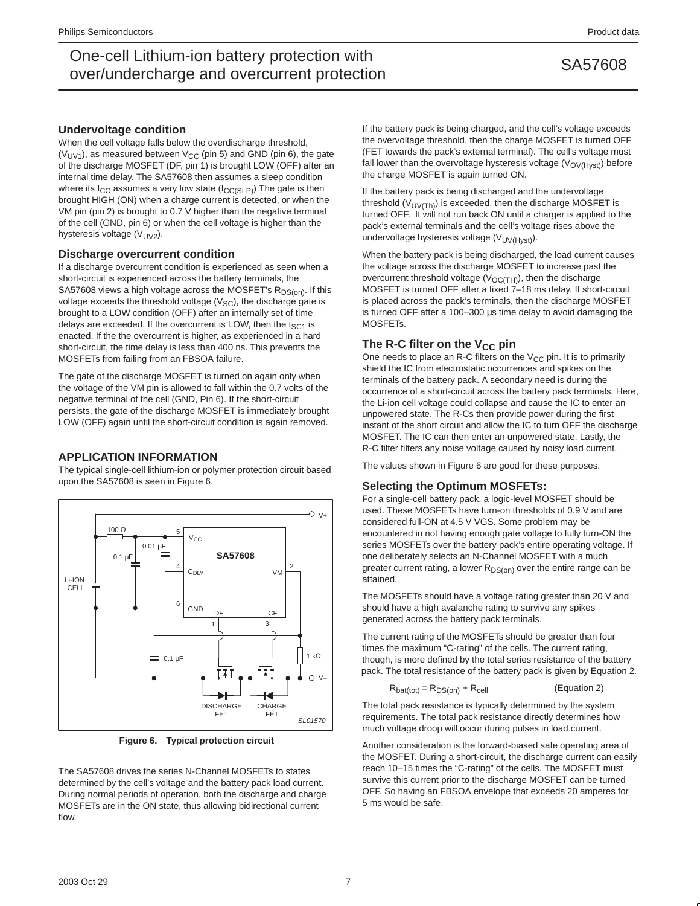## Undervoltage condition

When the cell voltage falls below the overdischarge threshold, ($V_{UV1}$), as measured between $V_{CC}$ (pin 5) and GND (pin 6), the gate of the discharge MOSFET (DF, pin 1) is brought LOW (OFF) after an internal time delay. The SA57608 then assumes a sleep condition where its $I_{CC}$ assumes a very low state ($I_{CC(SLP)}$) The gate is then brought HIGH (ON) when a charge current is detected, or when the VM pin (pin 2) is brought to 0.7 V higher than the negative terminal of the cell (GND, pin 6) or when the cell voltage is higher than the hysteresis voltage ($V_{UV2}$).

## Discharge overcurrent condition

If a discharge overcurrent condition is experienced as seen when a short-circuit is experienced across the battery terminals, the SA57608 views a high voltage across the MOSFET's $R_{DS(on)}$. If this voltage exceeds the threshold voltage ($V_{SC}$), the discharge gate is brought to a LOW condition (OFF) after an internally set of time delays are exceeded. If the overcurrent is LOW, then the $t_{SC1}$ is enacted. If the the overcurrent is higher, as experienced in a hard short-circuit, the time delay is less than 400 ns. This prevents the MOSFETs from failing from an FBSOA failure.

The gate of the discharge MOSFET is turned on again only when the voltage of the VM pin is allowed to fall within the 0.7 volts of the negative terminal of the cell (GND, Pin 6). If the short-circuit persists, the gate of the discharge MOSFET is immediately brought LOW (OFF) again until the short-circuit condition is again removed.

## APPLICATION INFORMATION

The typical single-cell lithium-ion or polymer protection circuit based upon the SA57608 is seen in Figure 6.

**Figure 6. Typical protection circuit**

The SA57608 drives the series N-Channel MOSFETs to states determined by the cell's voltage and the battery pack load current. During normal periods of operation, both the discharge and charge MOSFETs are in the ON state, thus allowing bidirectional current flow.

If the battery pack is being charged, and the cell's voltage exceeds the overvoltage threshold, then the charge MOSFET is turned OFF (FET towards the pack's external terminal). The cell's voltage must fall lower than the overvoltage hysteresis voltage ($V_{OV(Hyst)}$) before the charge MOSFET is again turned ON.

If the battery pack is being discharged and the undervoltage threshold ($V_{UV(Th)}$) is exceeded, then the discharge MOSFET is turned OFF. It will not run back ON until a charger is applied to the pack's external terminals **and** the cell's voltage rises above the undervoltage hysteresis voltage ($V_{UV(Hyst)}$).

When the battery pack is being discharged, the load current causes the voltage across the discharge MOSFET to increase past the overcurrent threshold voltage ($V_{OC(TH)}$), then the discharge MOSFET is turned OFF after a fixed 7–18 ms delay. If short-circuit is placed across the pack's terminals, then the discharge MOSFET is turned OFF after a 100–300 µs time delay to avoid damaging the MOSFETs.

## The R-C filter on the $V_{CC}$ pin

One needs to place an R-C filters on the $V_{CC}$ pin. It is to primarily shield the IC from electrostatic occurrences and spikes on the terminals of the battery pack. A secondary need is during the occurrence of a short-circuit across the battery pack terminals. Here, the Li-ion cell voltage could collapse and cause the IC to enter an unpowered state. The R-Cs then provide power during the first instant of the short circuit and allow the IC to turn OFF the discharge MOSFET. The IC can then enter an unpowered state. Lastly, the R-C filter filters any noise voltage caused by noisy load current.

The values shown in Figure 6 are good for these purposes.

## Selecting the Optimum MOSFETs:

For a single-cell battery pack, a logic-level MOSFET should be used. These MOSFETs have turn-on thresholds of 0.9 V and are considered full-ON at 4.5 V VGS. Some problem may be encountered in not having enough gate voltage to fully turn-ON the series MOSFETs over the battery pack's entire operating voltage. If one deliberately selects an N-Channel MOSFET with a much greater current rating, a lower $R_{DS(on)}$ over the entire range can be attained.

The MOSFETs should have a voltage rating greater than 20 V and should have a high avalanche rating to survive any spikes generated across the battery pack terminals.

The current rating of the MOSFETs should be greater than four times the maximum "C-rating" of the cells. The current rating, though, is more defined by the total series resistance of the battery pack. The total resistance of the battery pack is given by Equation 2.

$$R_{bat(tot)} = R_{DS(on)} + R_{cell} \qquad \text{(Equation 2)}$$

The total pack resistance is typically determined by the system requirements. The total pack resistance directly determines how much voltage droop will occur during pulses in load current.

Another consideration is the forward-biased safe operating area of the MOSFET. During a short-circuit, the discharge current can easily reach 10–15 times the "C-rating" of the cells. The MOSFET must survive this current prior to the discharge MOSFET can be turned OFF. So having an FBSOA envelope that exceeds 20 amperes for 5 ms would be safe.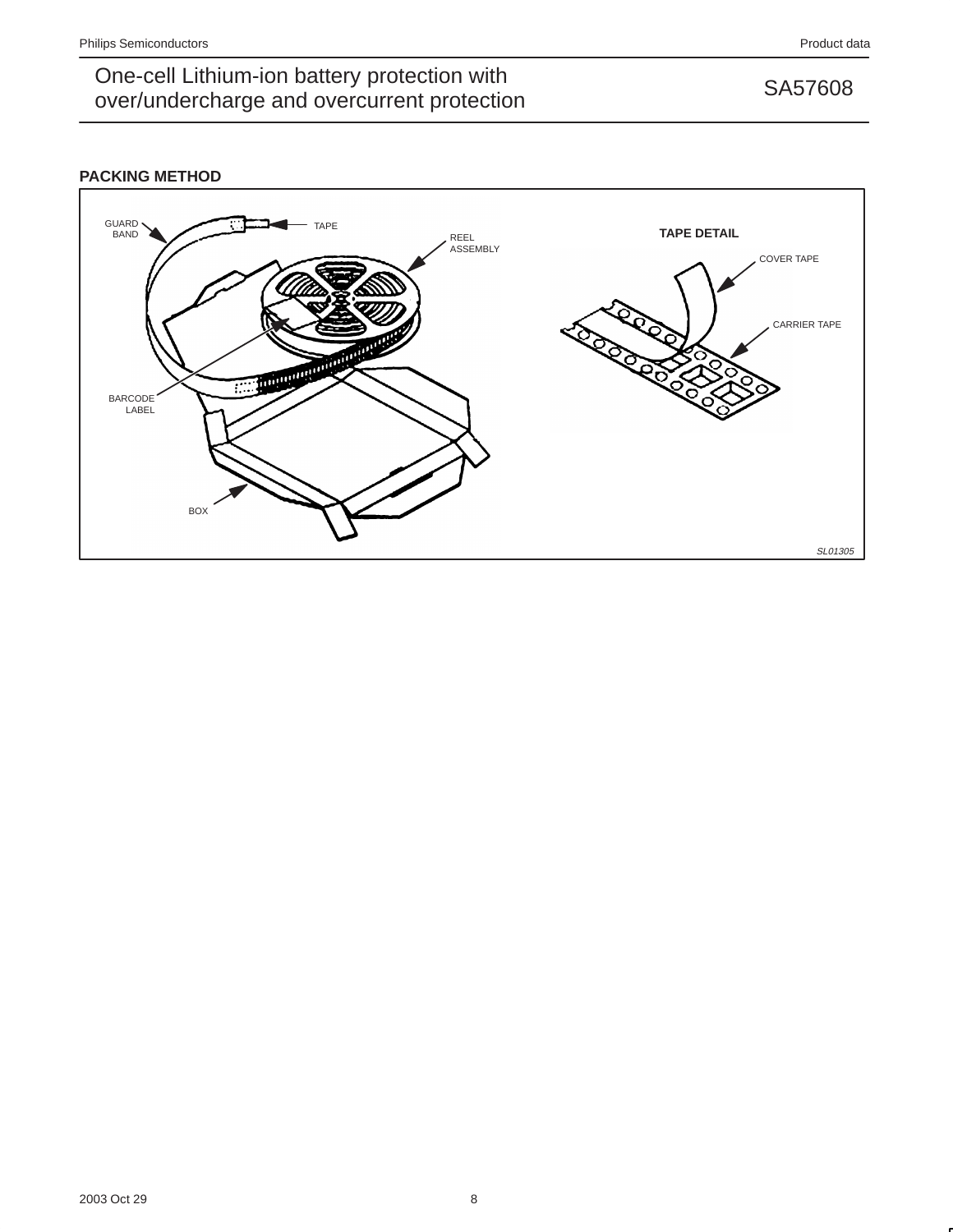## PACKING METHOD

GUARD BAND

TAPE

REEL ASSEMBLY

BARCODE LABEL

BOX

**TAPE DETAIL**

COVER TAPE

CARRIER TAPE

*SL01305*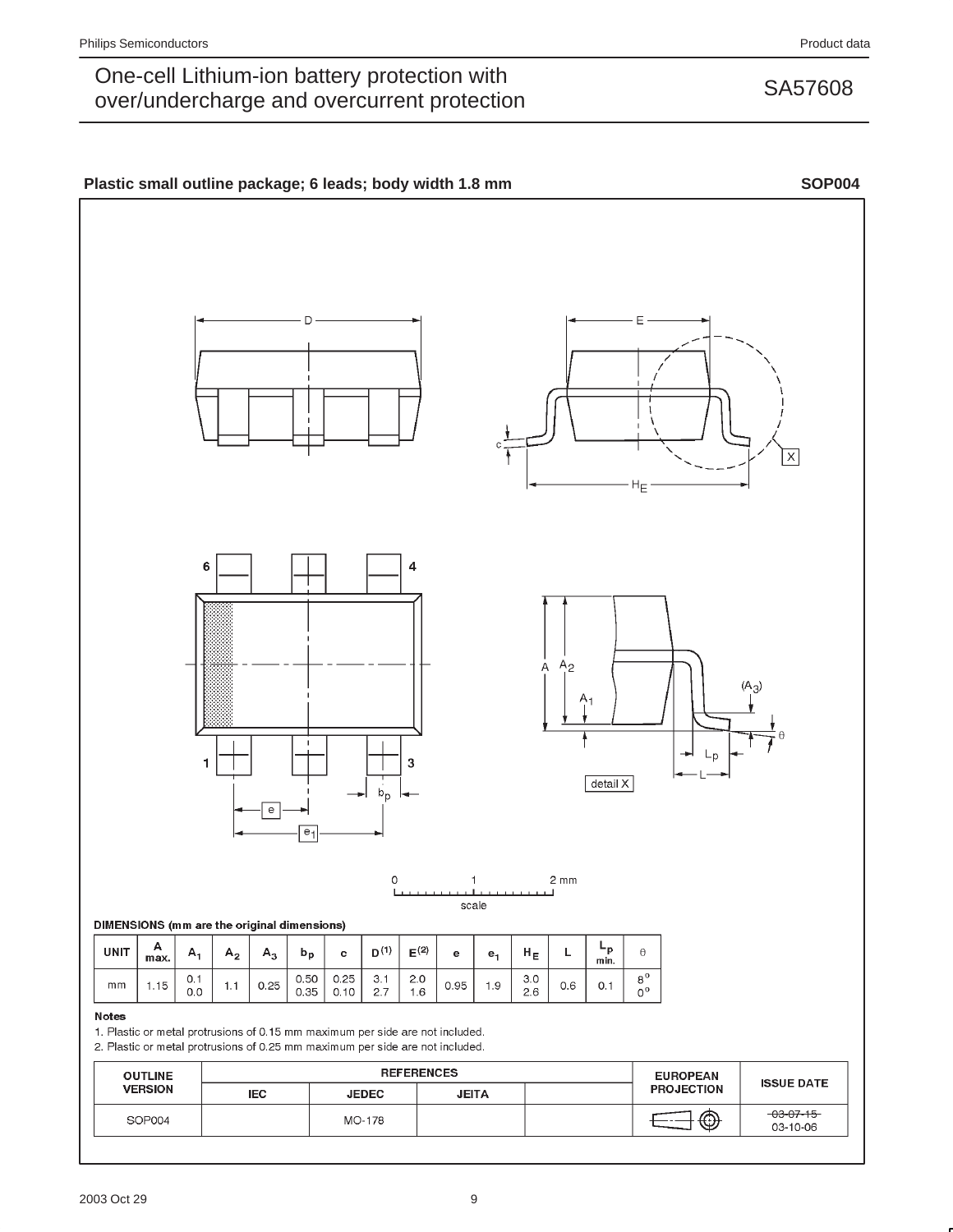**Plastic small outline package; 6 leads; body width 1.8 mm** **SOP004**

DIMENSIONS (mm are the original dimensions)

| UNIT | A max. | $A_1$ | $A_2$ | $A_3$ | $b_p$ | c | $D^{(1)}$ | $E^{(2)}$ | e | $e_1$ | $H_E$ | L | $L_p$ min. | θ |
|---|---|---|---|---|---|---|---|---|---|---|---|---|---|---|
| mm | 1.15 | 0.1<br>0.0 | 1.1 | 0.25 | 0.50<br>0.35 | 0.25<br>0.10 | 3.1<br>2.7 | 2.0<br>1.6 | 0.95 | 1.9 | 3.0<br>2.6 | 0.6 | 0.1 | 8°<br>0° |

**Notes**

1. Plastic or metal protrusions of 0.15 mm maximum per side are not included.
2. Plastic or metal protrusions of 0.25 mm maximum per side are not included.

| OUTLINE VERSION | REFERENCES | | | | EUROPEAN PROJECTION | ISSUE DATE |
|---|---|---|---|---|---|---|
| | IEC | JEDEC | JEITA | | | |
| SOP004 | | MO-178 | | | | ~~03-07-15~~<br>03-10-06 |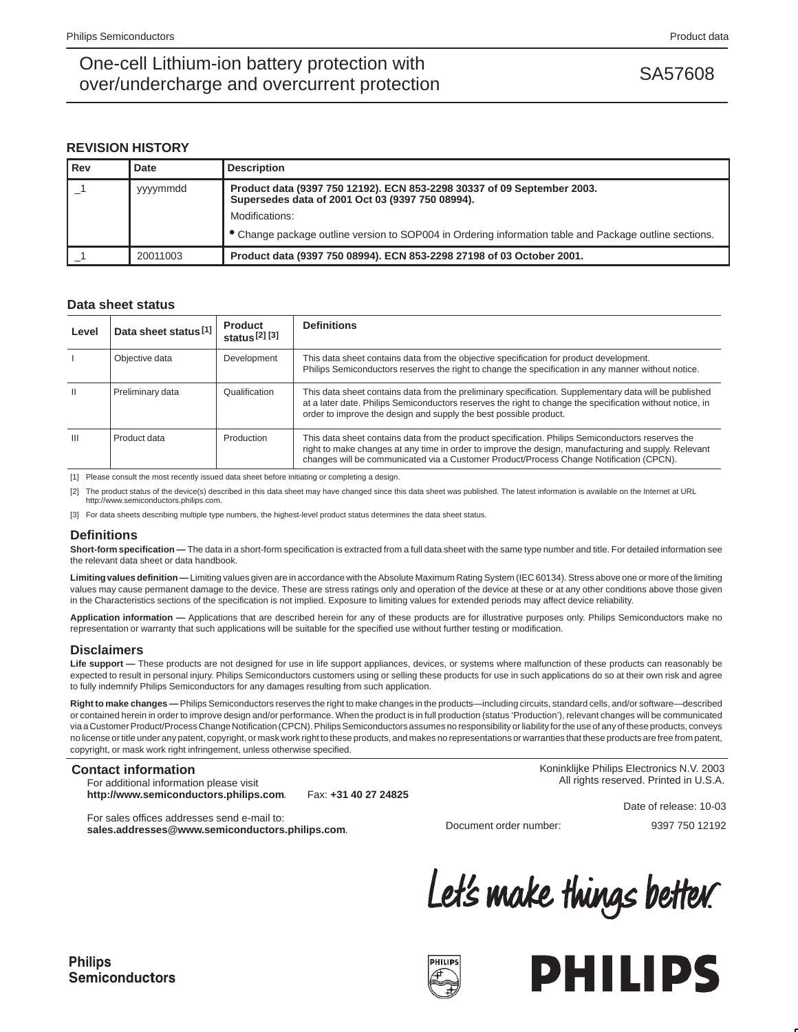## REVISION HISTORY

| Rev | Date | Description |
|---|---|---|
| _1 | yyyymmdd | **Product data (9397 750 12192). ECN 853-2298 30337 of 09 September 2003. Supersedes data of 2001 Oct 03 (9397 750 08994).**<br>Modifications:<br>• Change package outline version to SOP004 in Ordering information table and Package outline sections. |
| _1 | 20011003 | **Product data (9397 750 08994). ECN 853-2298 27198 of 03 October 2001.** |

### Data sheet status

| Level | Data sheet status [1] | Product status [2] [3] | Definitions |
|---|---|---|---|
| I | Objective data | Development | This data sheet contains data from the objective specification for product development. Philips Semiconductors reserves the right to change the specification in any manner without notice. |
| II | Preliminary data | Qualification | This data sheet contains data from the preliminary specification. Supplementary data will be published at a later date. Philips Semiconductors reserves the right to change the specification without notice, in order to improve the design and supply the best possible product. |
| III | Product data | Production | This data sheet contains data from the product specification. Philips Semiconductors reserves the right to make changes at any time in order to improve the design, manufacturing and supply. Relevant changes will be communicated via a Customer Product/Process Change Notification (CPCN). |

[1] Please consult the most recently issued data sheet before initiating or completing a design.

[2] The product status of the device(s) described in this data sheet may have changed since this data sheet was published. The latest information is available on the Internet at URL http://www.semiconductors.philips.com.

[3] For data sheets describing multiple type numbers, the highest-level product status determines the data sheet status.

### Definitions

**Short-form specification —** The data in a short-form specification is extracted from a full data sheet with the same type number and title. For detailed information see the relevant data sheet or data handbook.

**Limiting values definition —** Limiting values given are in accordance with the Absolute Maximum Rating System (IEC 60134). Stress above one or more of the limiting values may cause permanent damage to the device. These are stress ratings only and operation of the device at these or at any other conditions above those given in the Characteristics sections of the specification is not implied. Exposure to limiting values for extended periods may affect device reliability.

**Application information —** Applications that are described herein for any of these products are for illustrative purposes only. Philips Semiconductors make no representation or warranty that such applications will be suitable for the specified use without further testing or modification.

### Disclaimers

**Life support —** These products are not designed for use in life support appliances, devices, or systems where malfunction of these products can reasonably be expected to result in personal injury. Philips Semiconductors customers using or selling these products for use in such applications do so at their own risk and agree to fully indemnify Philips Semiconductors for any damages resulting from such application.

**Right to make changes —** Philips Semiconductors reserves the right to make changes in the products—including circuits, standard cells, and/or software—described or contained herein in order to improve design and/or performance. When the product is in full production (status 'Production'), relevant changes will be communicated via a Customer Product/Process Change Notification (CPCN). Philips Semiconductors assumes no responsibility or liability for the use of any of these products, conveys no license or title under any patent, copyright, or mask work right to these products, and makes no representations or warranties that these products are free from patent, copyright, or mask work right infringement, unless otherwise specified.

### Contact information

For additional information please visit
**http://www.semiconductors.philips.com**. Fax: **+31 40 27 24825**

For sales offices addresses send e-mail to:
**sales.addresses@www.semiconductors.philips.com**.

Koninklijke Philips Electronics N.V. 2003
All rights reserved. Printed in U.S.A.

Date of release: 10-03

Document order number: 9397 750 12192

Let's make things better.

**Philips Semiconductors**

PHILIPS